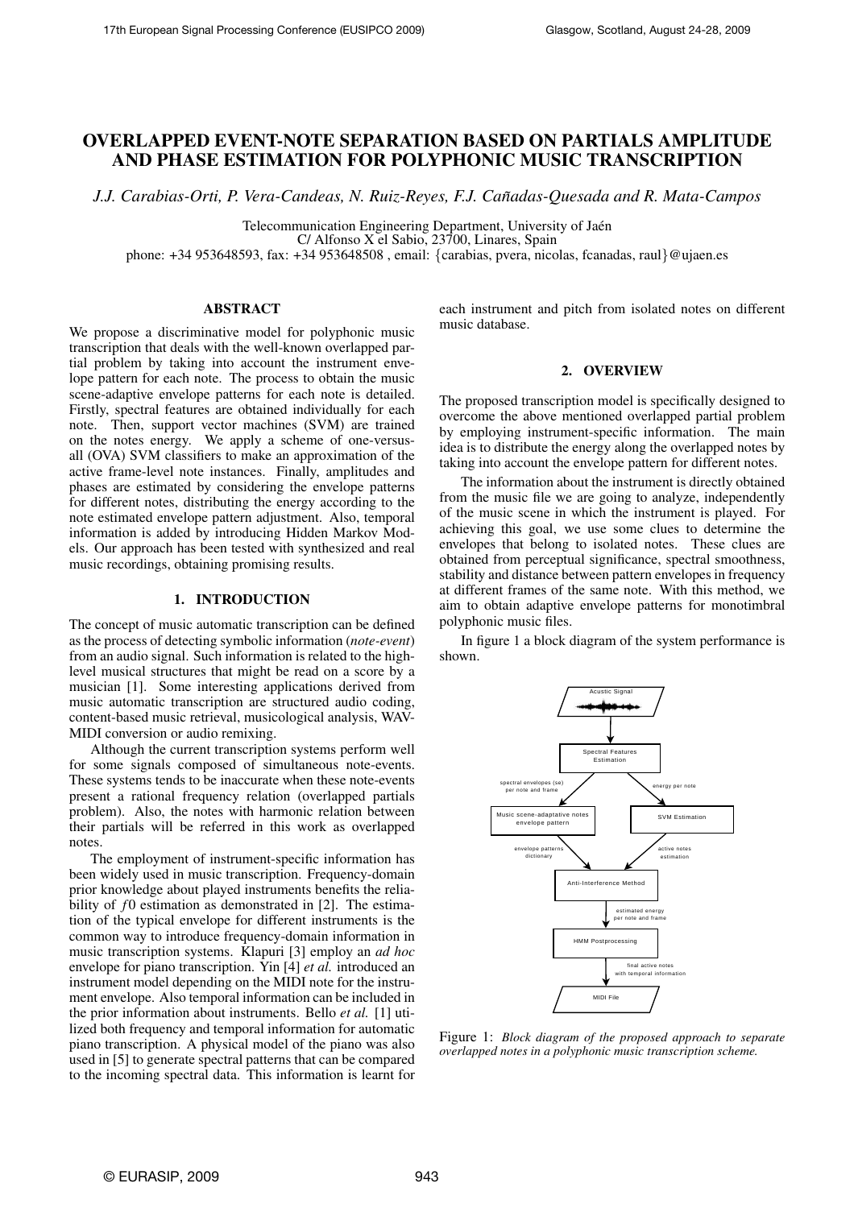# OVERLAPPED EVENT-NOTE SEPARATION BASED ON PARTIALS AMPLITUDE AND PHASE ESTIMATION FOR POLYPHONIC MUSIC TRANSCRIPTION

*J.J. Carabias-Orti, P. Vera-Candeas, N. Ruiz-Reyes, F.J. Cañadas-Quesada and R. Mata-Campos*

Telecommunication Engineering Department, University of Jaén
C/ Alfonso X el Sabio, 23700, Linares, Spain
phone: +34 953648593, fax: +34 953648508 , email: {carabias, pvera, nicolas, fcanadas, raul}@ujaen.es

## ABSTRACT

We propose a discriminative model for polyphonic music transcription that deals with the well-known overlapped partial problem by taking into account the instrument envelope pattern for each note. The process to obtain the music scene-adaptive envelope patterns for each note is detailed. Firstly, spectral features are obtained individually for each note. Then, support vector machines (SVM) are trained on the notes energy. We apply a scheme of one-versus-all (OVA) SVM classifiers to make an approximation of the active frame-level note instances. Finally, amplitudes and phases are estimated by considering the envelope patterns for different notes, distributing the energy according to the note estimated envelope pattern adjustment. Also, temporal information is added by introducing Hidden Markov Models. Our approach has been tested with synthesized and real music recordings, obtaining promising results.

## 1. INTRODUCTION

The concept of music automatic transcription can be defined as the process of detecting symbolic information (*note-event*) from an audio signal. Such information is related to the high-level musical structures that might be read on a score by a musician [1]. Some interesting applications derived from music automatic transcription are structured audio coding, content-based music retrieval, musicological analysis, WAV-MIDI conversion or audio remixing.

Although the current transcription systems perform well for some signals composed of simultaneous note-events. These systems tends to be inaccurate when these note-events present a rational frequency relation (overlapped partials problem). Also, the notes with harmonic relation between their partials will be referred in this work as overlapped notes.

The employment of instrument-specific information has been widely used in music transcription. Frequency-domain prior knowledge about played instruments benefits the reliability of $f0$ estimation as demonstrated in [2]. The estimation of the typical envelope for different instruments is the common way to introduce frequency-domain information in music transcription systems. Klapuri [3] employ an *ad hoc* envelope for piano transcription. Yin [4] *et al.* introduced an instrument model depending on the MIDI note for the instrument envelope. Also temporal information can be included in the prior information about instruments. Bello *et al.* [1] utilized both frequency and temporal information for automatic piano transcription. A physical model of the piano was also used in [5] to generate spectral patterns that can be compared to the incoming spectral data. This information is learnt for each instrument and pitch from isolated notes on different music database.

## 2. OVERVIEW

The proposed transcription model is specifically designed to overcome the above mentioned overlapped partial problem by employing instrument-specific information. The main idea is to distribute the energy along the overlapped notes by taking into account the envelope pattern for different notes.

The information about the instrument is directly obtained from the music file we are going to analyze, independently of the music scene in which the instrument is played. For achieving this goal, we use some clues to determine the envelopes that belong to isolated notes. These clues are obtained from perceptual significance, spectral smoothness, stability and distance between pattern envelopes in frequency at different frames of the same note. With this method, we aim to obtain adaptive envelope patterns for monotimbral polyphonic music files.

In figure 1 a block diagram of the system performance is shown.

Figure 1: *Block diagram of the proposed approach to separate overlapped notes in a polyphonic music transcription scheme.*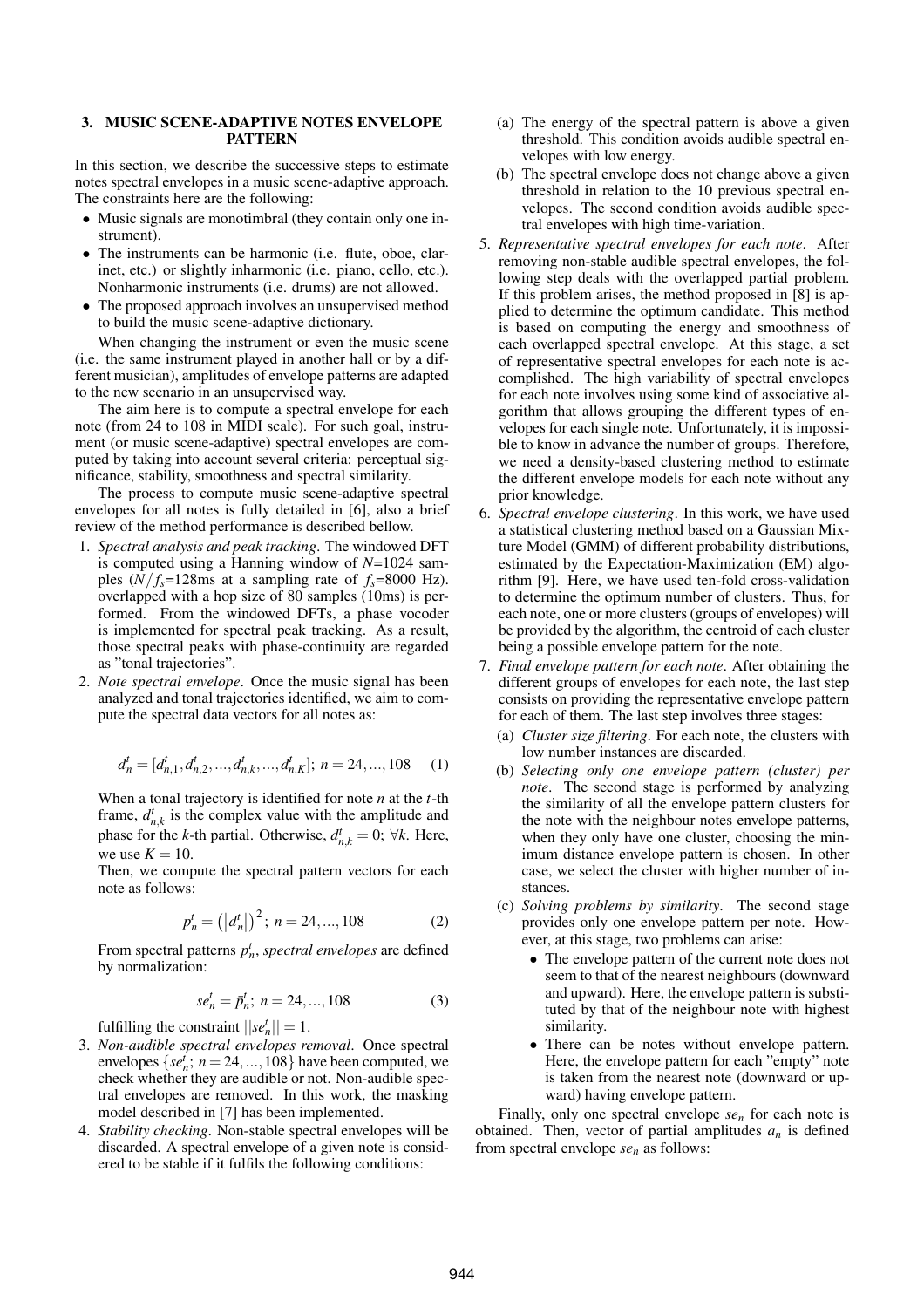## 3. MUSIC SCENE-ADAPTIVE NOTES ENVELOPE PATTERN

In this section, we describe the successive steps to estimate notes spectral envelopes in a music scene-adaptive approach. The constraints here are the following:

- Music signals are monotimbral (they contain only one instrument).
- The instruments can be harmonic (i.e. flute, oboe, clarinet, etc.) or slightly inharmonic (i.e. piano, cello, etc.). Nonharmonic instruments (i.e. drums) are not allowed.
- The proposed approach involves an unsupervised method to build the music scene-adaptive dictionary.

When changing the instrument or even the music scene (i.e. the same instrument played in another hall or by a different musician), amplitudes of envelope patterns are adapted to the new scenario in an unsupervised way.

The aim here is to compute a spectral envelope for each note (from 24 to 108 in MIDI scale). For such goal, instrument (or music scene-adaptive) spectral envelopes are computed by taking into account several criteria: perceptual significance, stability, smoothness and spectral similarity.

The process to compute music scene-adaptive spectral envelopes for all notes is fully detailed in [6], also a brief review of the method performance is described bellow.

1. *Spectral analysis and peak tracking*. The windowed DFT is computed using a Hanning window of $N$=1024 samples ($N/f_s$=128ms at a sampling rate of $f_s$=8000 Hz). overlapped with a hop size of 80 samples (10ms) is performed. From the windowed DFTs, a phase vocoder is implemented for spectral peak tracking. As a result, those spectral peaks with phase-continuity are regarded as "tonal trajectories".
2. *Note spectral envelope*. Once the music signal has been analyzed and tonal trajectories identified, we aim to compute the spectral data vectors for all notes as:

$$d_n^t = [d_{n,1}^t, d_{n,2}^t, ..., d_{n,k}^t, ..., d_{n,K}^t];\ n = 24, ..., 108 \quad (1)$$

When a tonal trajectory is identified for note $n$ at the $t$-th frame, $d_{n,k}^t$ is the complex value with the amplitude and phase for the $k$-th partial. Otherwise, $d_{n,k}^t = 0;\ \forall k$. Here, we use $K = 10$.

Then, we compute the spectral pattern vectors for each note as follows:

$$p_n^t = \left(\left|d_n^t\right|\right)^2;\ n = 24, ..., 108 \quad (2)$$

From spectral patterns $p_n^t$, *spectral envelopes* are defined by normalization:

$$se_n^t = \bar{p}_n^t;\ n = 24, ..., 108 \quad (3)$$

fulfilling the constraint $||se_n^t|| = 1$.

3. *Non-audible spectral envelopes removal*. Once spectral envelopes $\{se_n^t;\ n = 24, ..., 108\}$ have been computed, we check whether they are audible or not. Non-audible spectral envelopes are removed. In this work, the masking model described in [7] has been implemented.
4. *Stability checking*. Non-stable spectral envelopes will be discarded. A spectral envelope of a given note is considered to be stable if it fulfils the following conditions:
   (a) The energy of the spectral pattern is above a given threshold. This condition avoids audible spectral envelopes with low energy.
   (b) The spectral envelope does not change above a given threshold in relation to the 10 previous spectral envelopes. The second condition avoids audible spectral envelopes with high time-variation.
5. *Representative spectral envelopes for each note*. After removing non-stable audible spectral envelopes, the following step deals with the overlapped partial problem. If this problem arises, the method proposed in [8] is applied to determine the optimum candidate. This method is based on computing the energy and smoothness of each overlapped spectral envelope. At this stage, a set of representative spectral envelopes for each note is accomplished. The high variability of spectral envelopes for each note involves using some kind of associative algorithm that allows grouping the different types of envelopes for each single note. Unfortunately, it is impossible to know in advance the number of groups. Therefore, we need a density-based clustering method to estimate the different envelope models for each note without any prior knowledge.
6. *Spectral envelope clustering*. In this work, we have used a statistical clustering method based on a Gaussian Mixture Model (GMM) of different probability distributions, estimated by the Expectation-Maximization (EM) algorithm [9]. Here, we have used ten-fold cross-validation to determine the optimum number of clusters. Thus, for each note, one or more clusters (groups of envelopes) will be provided by the algorithm, the centroid of each cluster being a possible envelope pattern for the note.
7. *Final envelope pattern for each note*. After obtaining the different groups of envelopes for each note, the last step consists on providing the representative envelope pattern for each of them. The last step involves three stages:
   (a) *Cluster size filtering*. For each note, the clusters with low number instances are discarded.
   (b) *Selecting only one envelope pattern (cluster) per note*. The second stage is performed by analyzing the similarity of all the envelope pattern clusters for the note with the neighbour notes envelope patterns, when they only have one cluster, choosing the minimum distance envelope pattern is chosen. In other case, we select the cluster with higher number of instances.
   (c) *Solving problems by similarity*. The second stage provides only one envelope pattern per note. However, at this stage, two problems can arise:
      - The envelope pattern of the current note does not seem to that of the nearest neighbours (downward and upward). Here, the envelope pattern is substituted by that of the neighbour note with highest similarity.
      - There can be notes without envelope pattern. Here, the envelope pattern for each "empty" note is taken from the nearest note (downward or upward) having envelope pattern.

Finally, only one spectral envelope $se_n$ for each note is obtained. Then, vector of partial amplitudes $a_n$ is defined from spectral envelope $se_n$ as follows: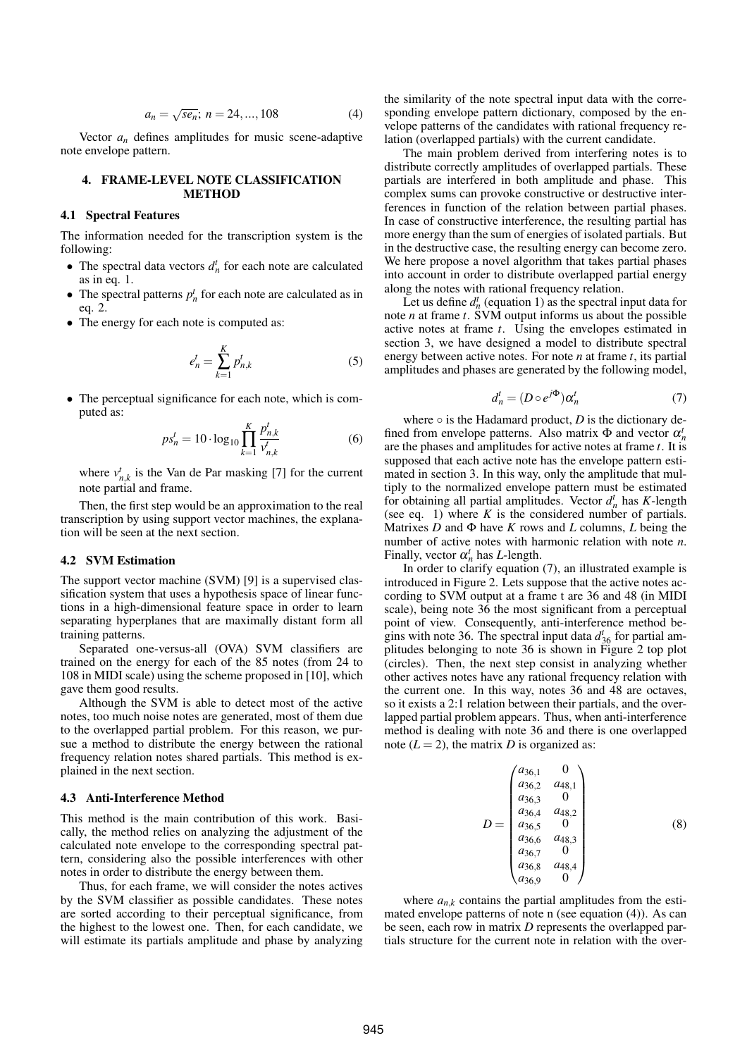$$a_n = \sqrt{se_n};\ n = 24, ..., 108 \tag{4}$$

Vector $a_n$ defines amplitudes for music scene-adaptive note envelope pattern.

## 4. FRAME-LEVEL NOTE CLASSIFICATION METHOD

### 4.1 Spectral Features

The information needed for the transcription system is the following:

- The spectral data vectors $d_n^t$ for each note are calculated as in eq. 1.
- The spectral patterns $p_n^t$ for each note are calculated as in eq. 2.
- The energy for each note is computed as:

$$e_n^t = \sum_{k=1}^{K} p_{n,k}^t \tag{5}$$

- The perceptual significance for each note, which is computed as:

$$ps_n^t = 10 \cdot \log_{10} \prod_{k=1}^{K} \frac{p_{n,k}^t}{v_{n,k}^t} \tag{6}$$

where $v_{n,k}^t$ is the Van de Par masking [7] for the current note partial and frame.

Then, the first step would be an approximation to the real transcription by using support vector machines, the explanation will be seen at the next section.

### 4.2 SVM Estimation

The support vector machine (SVM) [9] is a supervised classification system that uses a hypothesis space of linear functions in a high-dimensional feature space in order to learn separating hyperplanes that are maximally distant form all training patterns.

Separated one-versus-all (OVA) SVM classifiers are trained on the energy for each of the 85 notes (from 24 to 108 in MIDI scale) using the scheme proposed in [10], which gave them good results.

Although the SVM is able to detect most of the active notes, too much noise notes are generated, most of them due to the overlapped partial problem. For this reason, we pursue a method to distribute the energy between the rational frequency relation notes shared partials. This method is explained in the next section.

### 4.3 Anti-Interference Method

This method is the main contribution of this work. Basically, the method relies on analyzing the adjustment of the calculated note envelope to the corresponding spectral pattern, considering also the possible interferences with other notes in order to distribute the energy between them.

Thus, for each frame, we will consider the notes actives by the SVM classifier as possible candidates. These notes are sorted according to their perceptual significance, from the highest to the lowest one. Then, for each candidate, we will estimate its partials amplitude and phase by analyzing the similarity of the note spectral input data with the corresponding envelope pattern dictionary, composed by the envelope patterns of the candidates with rational frequency relation (overlapped partials) with the current candidate.

The main problem derived from interfering notes is to distribute correctly amplitudes of overlapped partials. These partials are interfered in both amplitude and phase. This complex sums can provoke constructive or destructive interferences in function of the relation between partial phases. In case of constructive interference, the resulting partial has more energy than the sum of energies of isolated partials. But in the destructive case, the resulting energy can become zero. We here propose a novel algorithm that takes partial phases into account in order to distribute overlapped partial energy along the notes with rational frequency relation.

Let us define $d_n^t$ (equation 1) as the spectral input data for note $n$ at frame $t$. SVM output informs us about the possible active notes at frame $t$. Using the envelopes estimated in section 3, we have designed a model to distribute spectral energy between active notes. For note $n$ at frame $t$, its partial amplitudes and phases are generated by the following model,

$$d_n^t = (D \circ e^{j\Phi})\alpha_n^t \tag{7}$$

where $\circ$ is the Hadamard product, $D$ is the dictionary defined from envelope patterns. Also matrix $\Phi$ and vector $\alpha_n^t$ are the phases and amplitudes for active notes at frame $t$. It is supposed that each active note has the envelope pattern estimated in section 3. In this way, only the amplitude that multiply to the normalized envelope pattern must be estimated for obtaining all partial amplitudes. Vector $d_n^t$ has $K$-length (see eq. 1) where $K$ is the considered number of partials. Matrixes $D$ and $\Phi$ have $K$ rows and $L$ columns, $L$ being the number of active notes with harmonic relation with note $n$. Finally, vector $\alpha_n^t$ has $L$-length.

In order to clarify equation (7), an illustrated example is introduced in Figure 2. Lets suppose that the active notes according to SVM output at a frame t are 36 and 48 (in MIDI scale), being note 36 the most significant from a perceptual point of view. Consequently, anti-interference method begins with note 36. The spectral input data $d_{36}^t$ for partial amplitudes belonging to note 36 is shown in Figure 2 top plot (circles). Then, the next step consist in analyzing whether other actives notes have any rational frequency relation with the current one. In this way, notes 36 and 48 are octaves, so it exists a 2:1 relation between their partials, and the overlapped partial problem appears. Thus, when anti-interference method is dealing with note 36 and there is one overlapped note ($L = 2$), the matrix $D$ is organized as:

$$D = \begin{pmatrix} a_{36,1} & 0 \\ a_{36,2} & a_{48,1} \\ a_{36,3} & 0 \\ a_{36,4} & a_{48,2} \\ a_{36,5} & 0 \\ a_{36,6} & a_{48,3} \\ a_{36,7} & 0 \\ a_{36,8} & a_{48,4} \\ a_{36,9} & 0 \end{pmatrix} \tag{8}$$

where $a_{n,k}$ contains the partial amplitudes from the estimated envelope patterns of note n (see equation (4)). As can be seen, each row in matrix $D$ represents the overlapped partials structure for the current note in relation with the over-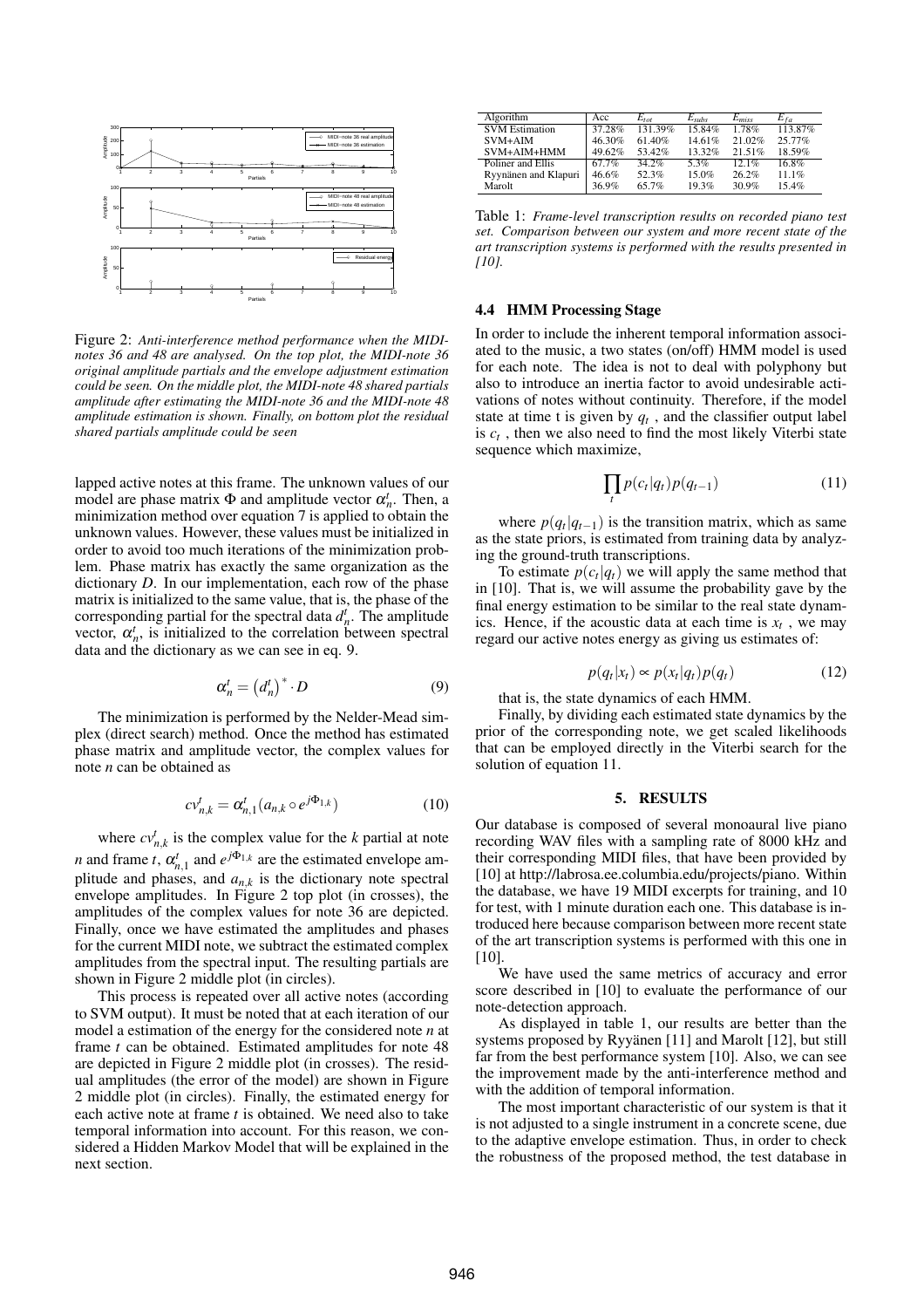Figure 2: *Anti-interference method performance when the MIDI-notes 36 and 48 are analysed. On the top plot, the MIDI-note 36 original amplitude partials and the envelope adjustment estimation could be seen. On the middle plot, the MIDI-note 48 shared partials amplitude after estimating the MIDI-note 36 and the MIDI-note 48 amplitude estimation is shown. Finally, on bottom plot the residual shared partials amplitude could be seen*

lapped active notes at this frame. The unknown values of our model are phase matrix $\Phi$ and amplitude vector $\alpha_n^t$. Then, a minimization method over equation 7 is applied to obtain the unknown values. However, these values must be initialized in order to avoid too much iterations of the minimization problem. Phase matrix has exactly the same organization as the dictionary $D$. In our implementation, each row of the phase matrix is initialized to the same value, that is, the phase of the corresponding partial for the spectral data $d_n^t$. The amplitude vector, $\alpha_n^t$, is initialized to the correlation between spectral data and the dictionary as we can see in eq. 9.

$$\alpha_n^t = \left(d_n^t\right)^* \cdot D \tag{9}$$

The minimization is performed by the Nelder-Mead simplex (direct search) method. Once the method has estimated phase matrix and amplitude vector, the complex values for note $n$ can be obtained as

$$cv_{n,k}^t = \alpha_{n,1}^t (a_{n,k} \circ e^{j\Phi_{1,k}}) \tag{10}$$

where $cv_{n,k}^t$ is the complex value for the $k$ partial at note $n$ and frame $t$, $\alpha_{n,1}^t$ and $e^{j\Phi_{1,k}}$ are the estimated envelope amplitude and phases, and $a_{n,k}$ is the dictionary note spectral envelope amplitudes. In Figure 2 top plot (in crosses), the amplitudes of the complex values for note 36 are depicted. Finally, once we have estimated the amplitudes and phases for the current MIDI note, we subtract the estimated complex amplitudes from the spectral input. The resulting partials are shown in Figure 2 middle plot (in circles).

This process is repeated over all active notes (according to SVM output). It must be noted that at each iteration of our model a estimation of the energy for the considered note $n$ at frame $t$ can be obtained. Estimated amplitudes for note 48 are depicted in Figure 2 middle plot (in crosses). The residual amplitudes (the error of the model) are shown in Figure 2 middle plot (in circles). Finally, the estimated energy for each active note at frame $t$ is obtained. We need also to take temporal information into account. For this reason, we considered a Hidden Markov Model that will be explained in the next section.

| Algorithm | Acc | $E_{tot}$ | $E_{subs}$ | $E_{miss}$ | $E_{fa}$ |
|---|---|---|---|---|---|
| SVM Estimation | 37.28% | 131.39% | 15.84% | 1.78% | 113.87% |
| SVM+AIM | 46.30% | 61.40% | 14.61% | 21.02% | 25.77% |
| SVM+AIM+HMM | 49.62% | 53.42% | 13.32% | 21.51% | 18.59% |
| Poliner and Ellis | 67.7% | 34.2% | 5.3% | 12.1% | 16.8% |
| Ryynänen and Klapuri | 46.6% | 52.3% | 15.0% | 26.2% | 11.1% |
| Marolt | 36.9% | 65.7% | 19.3% | 30.9% | 15.4% |

Table 1: *Frame-level transcription results on recorded piano test set. Comparison between our system and more recent state of the art transcription systems is performed with the results presented in [10].*

### 4.4 HMM Processing Stage

In order to include the inherent temporal information associated to the music, a two states (on/off) HMM model is used for each note. The idea is not to deal with polyphony but also to introduce an inertia factor to avoid undesirable activations of notes without continuity. Therefore, if the model state at time t is given by $q_t$, and the classifier output label is $c_t$, then we also need to find the most likely Viterbi state sequence which maximize,

$$\prod_t p(c_t|q_t)p(q_{t-1}) \tag{11}$$

where $p(q_t|q_{t-1})$ is the transition matrix, which as same as the state priors, is estimated from training data by analyzing the ground-truth transcriptions.

To estimate $p(c_t|q_t)$ we will apply the same method that in [10]. That is, we will assume the probability gave by the final energy estimation to be similar to the real state dynamics. Hence, if the acoustic data at each time is $x_t$, we may regard our active notes energy as giving us estimates of:

$$p(q_t|x_t) \propto p(x_t|q_t)p(q_t) \tag{12}$$

that is, the state dynamics of each HMM.

Finally, by dividing each estimated state dynamics by the prior of the corresponding note, we get scaled likelihoods that can be employed directly in the Viterbi search for the solution of equation 11.

## 5. RESULTS

Our database is composed of several monoaural live piano recording WAV files with a sampling rate of 8000 kHz and their corresponding MIDI files, that have been provided by [10] at http://labrosa.ee.columbia.edu/projects/piano. Within the database, we have 19 MIDI excerpts for training, and 10 for test, with 1 minute duration each one. This database is introduced here because comparison between more recent state of the art transcription systems is performed with this one in [10].

We have used the same metrics of accuracy and error score described in [10] to evaluate the performance of our note-detection approach.

As displayed in table 1, our results are better than the systems proposed by Ryyänen [11] and Marolt [12], but still far from the best performance system [10]. Also, we can see the improvement made by the anti-interference method and with the addition of temporal information.

The most important characteristic of our system is that it is not adjusted to a single instrument in a concrete scene, due to the adaptive envelope estimation. Thus, in order to check the robustness of the proposed method, the test database in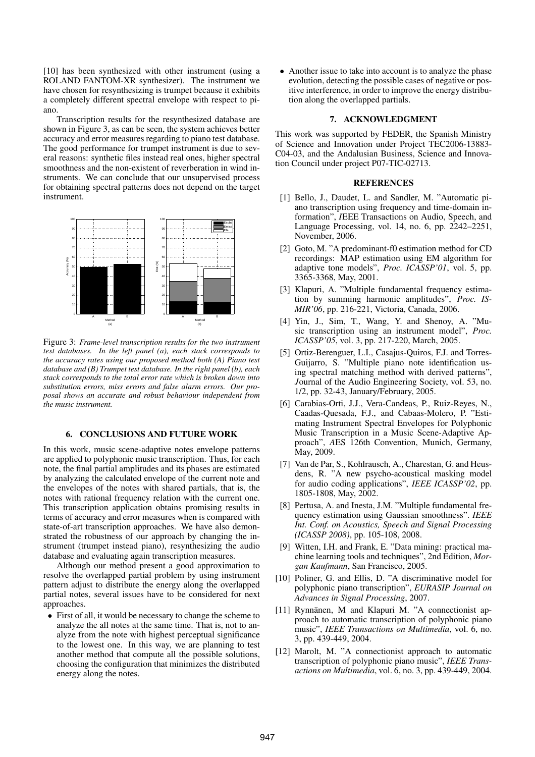[10] has been synthesized with other instrument (using a ROLAND FANTOM-XR synthesizer). The instrument we have chosen for resynthesizing is trumpet because it exhibits a completely different spectral envelope with respect to piano.

Transcription results for the resynthesized database are shown in Figure 3, as can be seen, the system achieves better accuracy and error measures regarding to piano test database. The good performance for trumpet instrument is due to several reasons: synthetic files instead real ones, higher spectral smoothness and the non-existent of reverberation in wind instruments. We can conclude that our unsupervised process for obtaining spectral patterns does not depend on the target instrument.

Accuracy (%)
0 10 20 30 40 50 60 70 80 90 100
A B
Method
(a)

Error (%)
0 10 20 30 40 50 60 70 80 90 100
Esubs
Emiss
Efa
A B
Method
(b)

Figure 3: *Frame-level transcription results for the two instrument test databases. In the left panel (a), each stack corresponds to the accuracy rates using our proposed method both (A) Piano test database and (B) Trumpet test database. In the right panel (b), each stack corresponds to the total error rate which is broken down into substitution errors, miss errors and false alarm errors. Our proposal shows an accurate and robust behaviour independent from the music instrument.*

## 6. CONCLUSIONS AND FUTURE WORK

In this work, music scene-adaptive notes envelope patterns are applied to polyphonic music transcription. Thus, for each note, the final partial amplitudes and its phases are estimated by analyzing the calculated envelope of the current note and the envelopes of the notes with shared partials, that is, the notes with rational frequency relation with the current one. This transcription application obtains promising results in terms of accuracy and error measures when is compared with state-of-art transcription approaches. We have also demonstrated the robustness of our approach by changing the instrument (trumpet instead piano), resynthesizing the audio database and evaluating again transcription measures.

Although our method present a good approximation to resolve the overlapped partial problem by using instrument pattern adjust to distribute the energy along the overlapped partial notes, several issues have to be considered for next approaches.

- First of all, it would be necessary to change the scheme to analyze the all notes at the same time. That is, not to analyze from the note with highest perceptual significance to the lowest one. In this way, we are planning to test another method that compute all the possible solutions, choosing the configuration that minimizes the distributed energy along the notes.
- Another issue to take into account is to analyze the phase evolution, detecting the possible cases of negative or positive interference, in order to improve the energy distribution along the overlapped partials.

## 7. ACKNOWLEDGMENT

This work was supported by FEDER, the Spanish Ministry of Science and Innovation under Project TEC2006-13883-C04-03, and the Andalusian Business, Science and Innovation Council under project P07-TIC-02713.

## REFERENCES

[1] Bello, J., Daudet, L. and Sandler, M. "Automatic piano transcription using frequency and time-domain information", *I*EEE Transactions on Audio, Speech, and Language Processing, vol. 14, no. 6, pp. 2242–2251, November, 2006.

[2] Goto, M. "A predominant-f0 estimation method for CD recordings: MAP estimation using EM algorithm for adaptive tone models", *Proc. ICASSP'01*, vol. 5, pp. 3365-3368, May, 2001.

[3] Klapuri, A. "Multiple fundamental frequency estimation by summing harmonic amplitudes", *Proc. ISMIR'06*, pp. 216-221, Victoria, Canada, 2006.

[4] Yin, J., Sim, T., Wang, Y. and Shenoy, A. "Music transcription using an instrument model", *Proc. ICASSP'05*, vol. 3, pp. 217-220, March, 2005.

[5] Ortiz-Berenguer, L.I., Casajus-Quiros, F.J. and Torres-Guijarro, S. "Multiple piano note identification using spectral matching method with derived patterns", *J*ournal of the Audio Engineering Society, vol. 53, no. 1/2, pp. 32-43, January/February, 2005.

[6] Carabias-Orti, J.J., Vera-Candeas, P., Ruiz-Reyes, N., Caadas-Quesada, F.J., and Cabaas-Molero, P. "Estimating Instrument Spectral Envelopes for Polyphonic Music Transcription in a Music Scene-Adaptive Approach", *A*ES 126th Convention, Munich, Germany, May, 2009.

[7] Van de Par, S., Kohlrausch, A., Charestan, G. and Heusdens, R. "A new psycho-acoustical masking model for audio coding applications", *IEEE ICASSP'02*, pp. 1805-1808, May, 2002.

[8] Pertusa, A. and Inesta, J.M. "Multiple fundamental frequency estimation using Gaussian smoothness". *IEEE Int. Conf. on Acoustics, Speech and Signal Processing (ICASSP 2008)*, pp. 105-108, 2008.

[9] Witten, I.H. and Frank, E. "Data mining: practical machine learning tools and techniques", 2nd Edition, *Morgan Kaufmann*, San Francisco, 2005.

[10] Poliner, G. and Ellis, D. "A discriminative model for polyphonic piano transcription", *EURASIP Journal on Advances in Signal Processing*, 2007.

[11] Rynnänen, M and Klapuri M. "A connectionist approach to automatic transcription of polyphonic piano music", *IEEE Transactions on Multimedia*, vol. 6, no. 3, pp. 439-449, 2004.

[12] Marolt, M. "A connectionist approach to automatic transcription of polyphonic piano music", *IEEE Transactions on Multimedia*, vol. 6, no. 3, pp. 439-449, 2004.